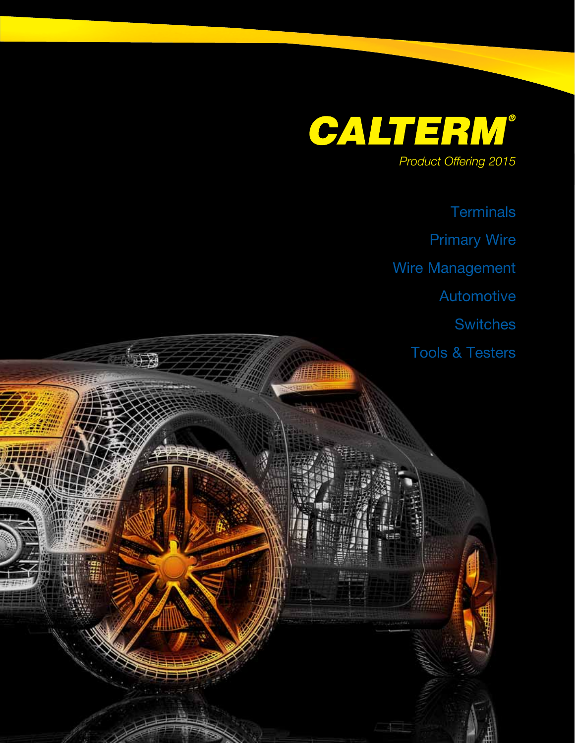# CALTERM®

*Product Offering 2015*

Terminals

Primary Wire

Wire Management

Automotive

Switches

Tools & Testers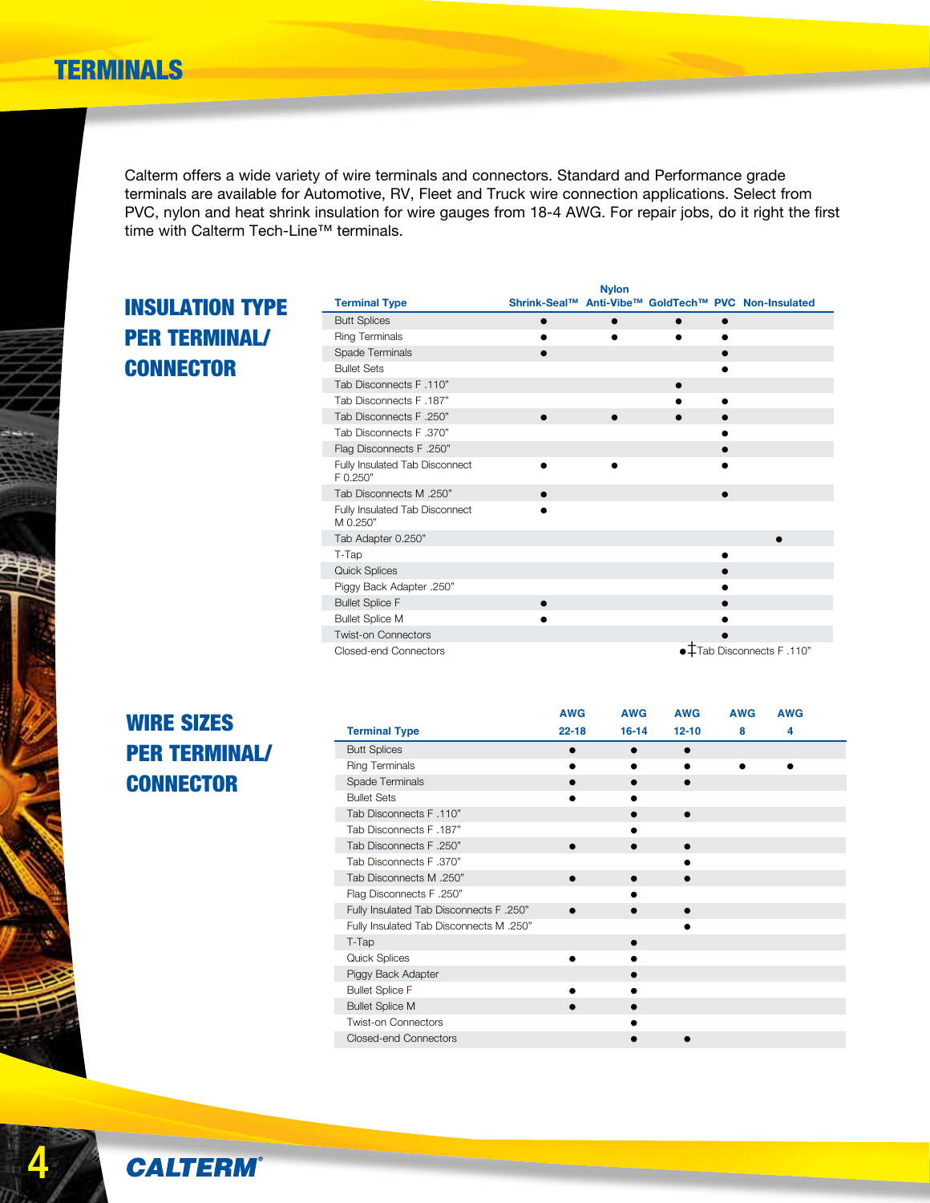# TERMINALS

Calterm offers a wide variety of wire terminals and connectors. Standard and Performance grade terminals are available for Automotive, RV, Fleet and Truck wire connection applications. Select from PVC, nylon and heat shrink insulation for wire gauges from 18-4 AWG. For repair jobs, do it right the first time with Calterm Tech-Line™ terminals.

## INSULATION TYPE PER TERMINAL/ CONNECTOR

| Terminal Type | Shrink-Seal™ | Nylon Anti-Vibe™ | GoldTech™ | PVC | Non-Insulated |
|---|---|---|---|---|---|
| Butt Splices | ● | ● | ● | ● | |
| Ring Terminals | ● | ● | ● | ● | |
| Spade Terminals | ● | | | ● | |
| Bullet Sets | | | | ● | |
| Tab Disconnects F .110" | | | ● | | |
| Tab Disconnects F .187" | | | ● | ● | |
| Tab Disconnects F .250" | ● | ● | ● | ● | |
| Tab Disconnects F .370" | | | | ● | |
| Flag Disconnects F .250" | | | | ● | |
| Fully Insulated Tab Disconnect F 0.250" | ● | ● | | ● | |
| Tab Disconnects M .250" | ● | | | ● | |
| Fully Insulated Tab Disconnect M 0.250" | ● | | | | |
| Tab Adapter 0.250" | | | | | ● |
| T-Tap | | | | ● | |
| Quick Splices | | | | ● | |
| Piggy Back Adapter .250" | | | | ● | |
| Bullet Splice F | ● | | | ● | |
| Bullet Splice M | ● | | | ● | |
| Twist-on Connectors | | | | ● | |
| Closed-end Connectors | | | | | |

●‡Tab Disconnects F .110"

## WIRE SIZES PER TERMINAL/ CONNECTOR

| Terminal Type | AWG 22-18 | AWG 16-14 | AWG 12-10 | AWG 8 | AWG 4 |
|---|---|---|---|---|---|
| Butt Splices | ● | ● | ● | | |
| Ring Terminals | ● | ● | ● | ● | ● |
| Spade Terminals | ● | ● | ● | | |
| Bullet Sets | ● | ● | | | |
| Tab Disconnects F .110" | | ● | ● | | |
| Tab Disconnects F .187" | | ● | | | |
| Tab Disconnects F .250" | ● | ● | ● | | |
| Tab Disconnects F .370" | | | ● | | |
| Tab Disconnects M .250" | ● | ● | ● | | |
| Flag Disconnects F .250" | | ● | | | |
| Fully Insulated Tab Disconnects F .250" | ● | ● | ● | | |
| Fully Insulated Tab Disconnects M .250" | | | ● | | |
| T-Tap | | ● | | | |
| Quick Splices | ● | ● | | | |
| Piggy Back Adapter | | ● | | | |
| Bullet Splice F | ● | ● | | | |
| Bullet Splice M | ● | ● | | | |
| Twist-on Connectors | | ● | | | |
| Closed-end Connectors | | ● | ● | | |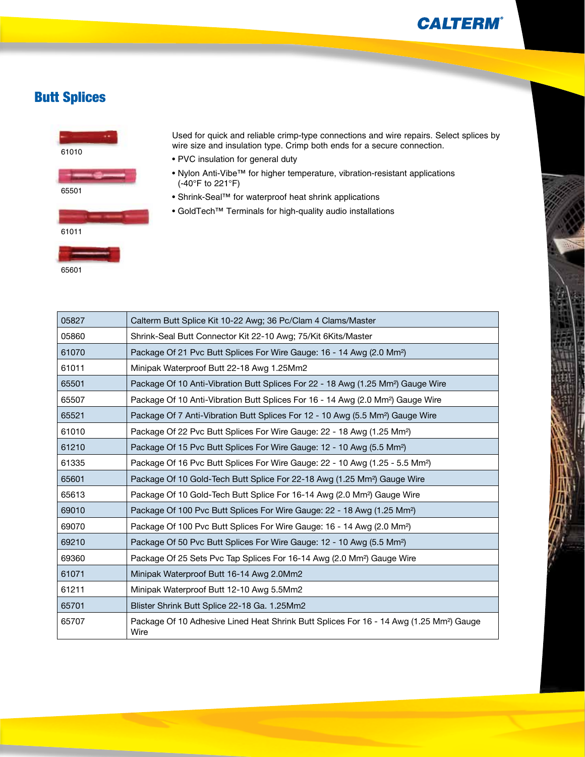## Butt Splices

61010

65501

61011

65601

Used for quick and reliable crimp-type connections and wire repairs. Select splices by wire size and insulation type. Crimp both ends for a secure connection.

- PVC insulation for general duty
- Nylon Anti-Vibe™ for higher temperature, vibration-resistant applications (-40°F to 221°F)
- Shrink-Seal™ for waterproof heat shrink applications
- GoldTech™ Terminals for high-quality audio installations

| | |
|---|---|
| 05827 | Calterm Butt Splice Kit 10-22 Awg; 36 Pc/Clam 4 Clams/Master |
| 05860 | Shrink-Seal Butt Connector Kit 22-10 Awg; 75/Kit 6Kits/Master |
| 61070 | Package Of 21 Pvc Butt Splices For Wire Gauge: 16 - 14 Awg (2.0 $Mm^2$) |
| 61011 | Minipak Waterproof Butt 22-18 Awg 1.25Mm2 |
| 65501 | Package Of 10 Anti-Vibration Butt Splices For 22 - 18 Awg (1.25 $Mm^2$) Gauge Wire |
| 65507 | Package Of 10 Anti-Vibration Butt Splices For 16 - 14 Awg (2.0 $Mm^2$) Gauge Wire |
| 65521 | Package Of 7 Anti-Vibration Butt Splices For 12 - 10 Awg (5.5 $Mm^2$) Gauge Wire |
| 61010 | Package Of 22 Pvc Butt Splices For Wire Gauge: 22 - 18 Awg (1.25 $Mm^2$) |
| 61210 | Package Of 15 Pvc Butt Splices For Wire Gauge: 12 - 10 Awg (5.5 $Mm^2$) |
| 61335 | Package Of 16 Pvc Butt Splices For Wire Gauge: 22 - 10 Awg (1.25 - 5.5 $Mm^2$) |
| 65601 | Package Of 10 Gold-Tech Butt Splice For 22-18 Awg (1.25 $Mm^2$) Gauge Wire |
| 65613 | Package Of 10 Gold-Tech Butt Splice For 16-14 Awg (2.0 $Mm^2$) Gauge Wire |
| 69010 | Package Of 100 Pvc Butt Splices For Wire Gauge: 22 - 18 Awg (1.25 $Mm^2$) |
| 69070 | Package Of 100 Pvc Butt Splices For Wire Gauge: 16 - 14 Awg (2.0 $Mm^2$) |
| 69210 | Package Of 50 Pvc Butt Splices For Wire Gauge: 12 - 10 Awg (5.5 $Mm^2$) |
| 69360 | Package Of 25 Sets Pvc Tap Splices For 16-14 Awg (2.0 $Mm^2$) Gauge Wire |
| 61071 | Minipak Waterproof Butt 16-14 Awg 2.0Mm2 |
| 61211 | Minipak Waterproof Butt 12-10 Awg 5.5Mm2 |
| 65701 | Blister Shrink Butt Splice 22-18 Ga. 1.25Mm2 |
| 65707 | Package Of 10 Adhesive Lined Heat Shrink Butt Splices For 16 - 14 Awg (1.25 $Mm^2$) Gauge Wire |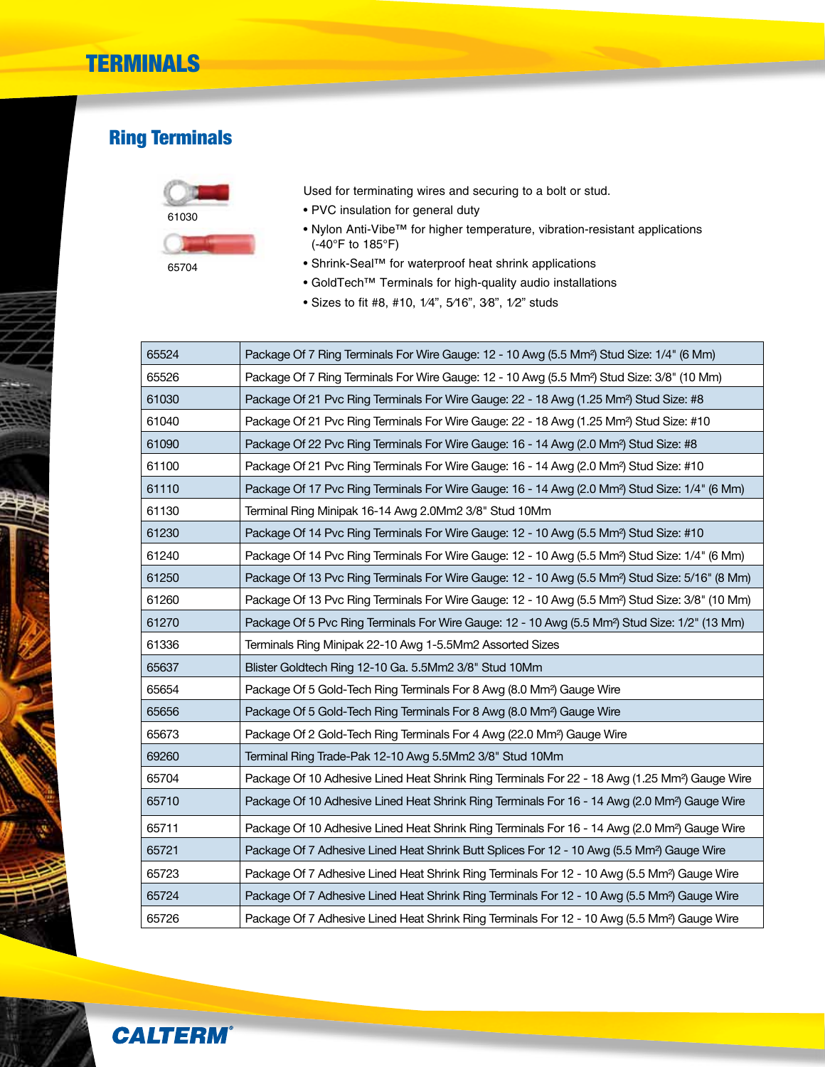# TERMINALS

## Ring Terminals

61030

65704

Used for terminating wires and securing to a bolt or stud.

- PVC insulation for general duty
- Nylon Anti-Vibe™ for higher temperature, vibration-resistant applications (-40°F to 185°F)
- Shrink-Seal™ for waterproof heat shrink applications
- GoldTech™ Terminals for high-quality audio installations
- Sizes to fit #8, #10, 1⁄4”, 5⁄16”, 3⁄8”, 1⁄2” studs

| | |
|---|---|
| 65524 | Package Of 7 Ring Terminals For Wire Gauge: 12 - 10 Awg (5.5 Mm²) Stud Size: 1/4" (6 Mm) |
| 65526 | Package Of 7 Ring Terminals For Wire Gauge: 12 - 10 Awg (5.5 Mm²) Stud Size: 3/8" (10 Mm) |
| 61030 | Package Of 21 Pvc Ring Terminals For Wire Gauge: 22 - 18 Awg (1.25 Mm²) Stud Size: #8 |
| 61040 | Package Of 21 Pvc Ring Terminals For Wire Gauge: 22 - 18 Awg (1.25 Mm²) Stud Size: #10 |
| 61090 | Package Of 22 Pvc Ring Terminals For Wire Gauge: 16 - 14 Awg (2.0 Mm²) Stud Size: #8 |
| 61100 | Package Of 21 Pvc Ring Terminals For Wire Gauge: 16 - 14 Awg (2.0 Mm²) Stud Size: #10 |
| 61110 | Package Of 17 Pvc Ring Terminals For Wire Gauge: 16 - 14 Awg (2.0 Mm²) Stud Size: 1/4" (6 Mm) |
| 61130 | Terminal Ring Minipak 16-14 Awg 2.0Mm2 3/8" Stud 10Mm |
| 61230 | Package Of 14 Pvc Ring Terminals For Wire Gauge: 12 - 10 Awg (5.5 Mm²) Stud Size: #10 |
| 61240 | Package Of 14 Pvc Ring Terminals For Wire Gauge: 12 - 10 Awg (5.5 Mm²) Stud Size: 1/4" (6 Mm) |
| 61250 | Package Of 13 Pvc Ring Terminals For Wire Gauge: 12 - 10 Awg (5.5 Mm²) Stud Size: 5/16" (8 Mm) |
| 61260 | Package Of 13 Pvc Ring Terminals For Wire Gauge: 12 - 10 Awg (5.5 Mm²) Stud Size: 3/8" (10 Mm) |
| 61270 | Package Of 5 Pvc Ring Terminals For Wire Gauge: 12 - 10 Awg (5.5 Mm²) Stud Size: 1/2" (13 Mm) |
| 61336 | Terminals Ring Minipak 22-10 Awg 1-5.5Mm2 Assorted Sizes |
| 65637 | Blister Goldtech Ring 12-10 Ga. 5.5Mm2 3/8" Stud 10Mm |
| 65654 | Package Of 5 Gold-Tech Ring Terminals For 8 Awg (8.0 Mm²) Gauge Wire |
| 65656 | Package Of 5 Gold-Tech Ring Terminals For 8 Awg (8.0 Mm²) Gauge Wire |
| 65673 | Package Of 2 Gold-Tech Ring Terminals For 4 Awg (22.0 Mm²) Gauge Wire |
| 69260 | Terminal Ring Trade-Pak 12-10 Awg 5.5Mm2 3/8" Stud 10Mm |
| 65704 | Package Of 10 Adhesive Lined Heat Shrink Ring Terminals For 22 - 18 Awg (1.25 Mm²) Gauge Wire |
| 65710 | Package Of 10 Adhesive Lined Heat Shrink Ring Terminals For 16 - 14 Awg (2.0 Mm²) Gauge Wire |
| 65711 | Package Of 10 Adhesive Lined Heat Shrink Ring Terminals For 16 - 14 Awg (2.0 Mm²) Gauge Wire |
| 65721 | Package Of 7 Adhesive Lined Heat Shrink Butt Splices For 12 - 10 Awg (5.5 Mm²) Gauge Wire |
| 65723 | Package Of 7 Adhesive Lined Heat Shrink Ring Terminals For 12 - 10 Awg (5.5 Mm²) Gauge Wire |
| 65724 | Package Of 7 Adhesive Lined Heat Shrink Ring Terminals For 12 - 10 Awg (5.5 Mm²) Gauge Wire |
| 65726 | Package Of 7 Adhesive Lined Heat Shrink Ring Terminals For 12 - 10 Awg (5.5 Mm²) Gauge Wire |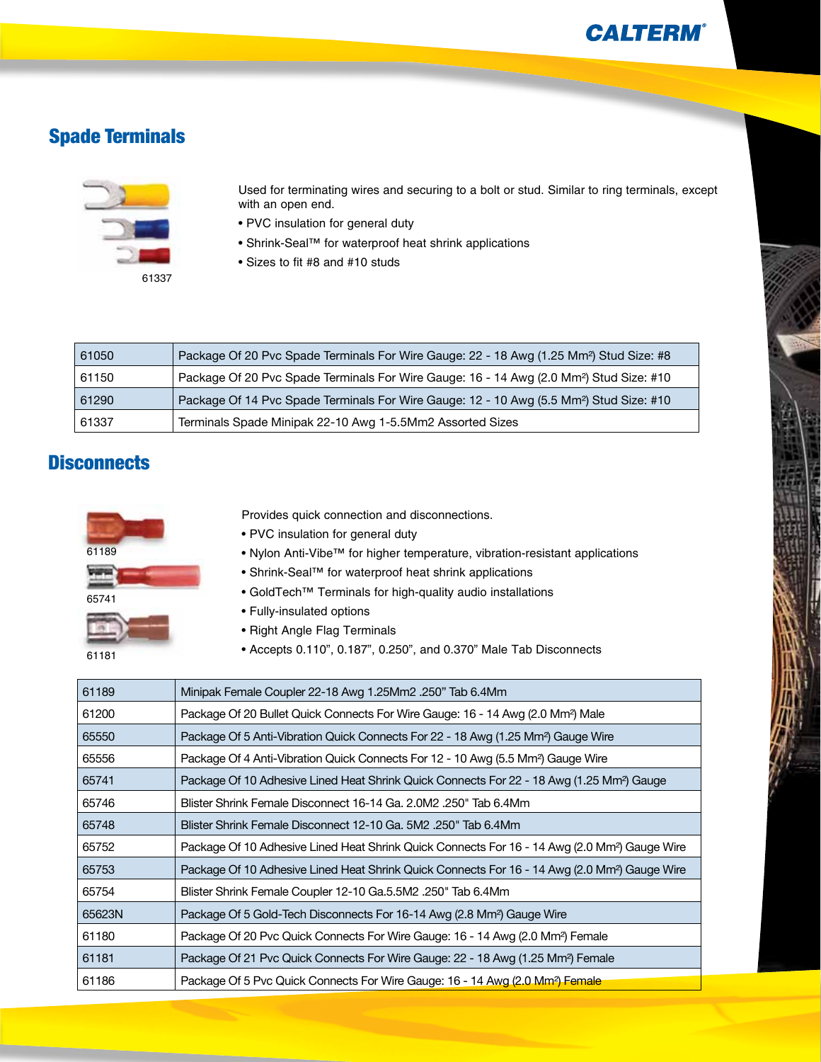## Spade Terminals

61337

Used for terminating wires and securing to a bolt or stud. Similar to ring terminals, except with an open end.

- PVC insulation for general duty
- Shrink-Seal™ for waterproof heat shrink applications
- Sizes to fit #8 and #10 studs

| | |
|---|---|
| 61050 | Package Of 20 Pvc Spade Terminals For Wire Gauge: 22 - 18 Awg (1.25 Mm²) Stud Size: #8 |
| 61150 | Package Of 20 Pvc Spade Terminals For Wire Gauge: 16 - 14 Awg (2.0 Mm²) Stud Size: #10 |
| 61290 | Package Of 14 Pvc Spade Terminals For Wire Gauge: 12 - 10 Awg (5.5 Mm²) Stud Size: #10 |
| 61337 | Terminals Spade Minipak 22-10 Awg 1-5.5Mm2 Assorted Sizes |

## Disconnects

61189

65741

61181

Provides quick connection and disconnections.

- PVC insulation for general duty
- Nylon Anti-Vibe™ for higher temperature, vibration-resistant applications
- Shrink-Seal™ for waterproof heat shrink applications
- GoldTech™ Terminals for high-quality audio installations
- Fully-insulated options
- Right Angle Flag Terminals
- Accepts 0.110”, 0.187”, 0.250”, and 0.370” Male Tab Disconnects

| | |
|---|---|
| 61189 | Minipak Female Coupler 22-18 Awg 1.25Mm2 .250” Tab 6.4Mm |
| 61200 | Package Of 20 Bullet Quick Connects For Wire Gauge: 16 - 14 Awg (2.0 Mm²) Male |
| 65550 | Package Of 5 Anti-Vibration Quick Connects For 22 - 18 Awg (1.25 Mm²) Gauge Wire |
| 65556 | Package Of 4 Anti-Vibration Quick Connects For 12 - 10 Awg (5.5 Mm²) Gauge Wire |
| 65741 | Package Of 10 Adhesive Lined Heat Shrink Quick Connects For 22 - 18 Awg (1.25 Mm²) Gauge |
| 65746 | Blister Shrink Female Disconnect 16-14 Ga. 2.0M2 .250" Tab 6.4Mm |
| 65748 | Blister Shrink Female Disconnect 12-10 Ga. 5M2 .250" Tab 6.4Mm |
| 65752 | Package Of 10 Adhesive Lined Heat Shrink Quick Connects For 16 - 14 Awg (2.0 Mm²) Gauge Wire |
| 65753 | Package Of 10 Adhesive Lined Heat Shrink Quick Connects For 16 - 14 Awg (2.0 Mm²) Gauge Wire |
| 65754 | Blister Shrink Female Coupler 12-10 Ga.5.5M2 .250" Tab 6.4Mm |
| 65623N | Package Of 5 Gold-Tech Disconnects For 16-14 Awg (2.8 Mm²) Gauge Wire |
| 61180 | Package Of 20 Pvc Quick Connects For Wire Gauge: 16 - 14 Awg (2.0 Mm²) Female |
| 61181 | Package Of 21 Pvc Quick Connects For Wire Gauge: 22 - 18 Awg (1.25 Mm²) Female |
| 61186 | Package Of 5 Pvc Quick Connects For Wire Gauge: 16 - 14 Awg (2.0 Mm²) Female |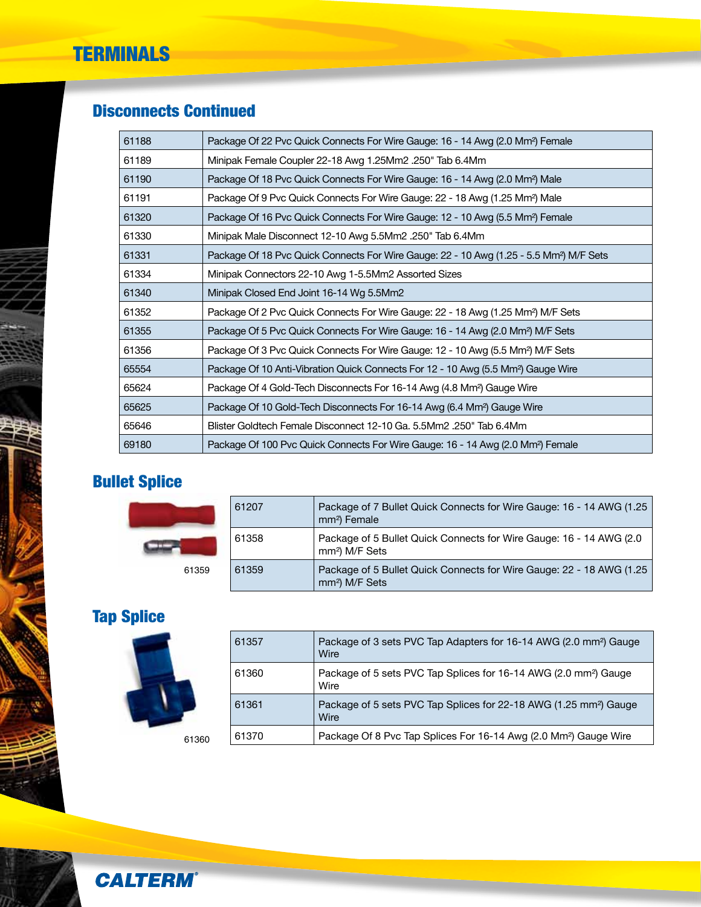# TERMINALS

## Disconnects Continued

| | |
|---|---|
| 61188 | Package Of 22 Pvc Quick Connects For Wire Gauge: 16 - 14 Awg (2.0 $Mm^2$) Female |
| 61189 | Minipak Female Coupler 22-18 Awg 1.25Mm2 .250" Tab 6.4Mm |
| 61190 | Package Of 18 Pvc Quick Connects For Wire Gauge: 16 - 14 Awg (2.0 $Mm^2$) Male |
| 61191 | Package Of 9 Pvc Quick Connects For Wire Gauge: 22 - 18 Awg (1.25 $Mm^2$) Male |
| 61320 | Package Of 16 Pvc Quick Connects For Wire Gauge: 12 - 10 Awg (5.5 $Mm^2$) Female |
| 61330 | Minipak Male Disconnect 12-10 Awg 5.5Mm2 .250" Tab 6.4Mm |
| 61331 | Package Of 18 Pvc Quick Connects For Wire Gauge: 22 - 10 Awg (1.25 - 5.5 $Mm^2$) M/F Sets |
| 61334 | Minipak Connectors 22-10 Awg 1-5.5Mm2 Assorted Sizes |
| 61340 | Minipak Closed End Joint 16-14 Wg 5.5Mm2 |
| 61352 | Package Of 2 Pvc Quick Connects For Wire Gauge: 22 - 18 Awg (1.25 $Mm^2$) M/F Sets |
| 61355 | Package Of 5 Pvc Quick Connects For Wire Gauge: 16 - 14 Awg (2.0 $Mm^2$) M/F Sets |
| 61356 | Package Of 3 Pvc Quick Connects For Wire Gauge: 12 - 10 Awg (5.5 $Mm^2$) M/F Sets |
| 65554 | Package Of 10 Anti-Vibration Quick Connects For 12 - 10 Awg (5.5 $Mm^2$) Gauge Wire |
| 65624 | Package Of 4 Gold-Tech Disconnects For 16-14 Awg (4.8 $Mm^2$) Gauge Wire |
| 65625 | Package Of 10 Gold-Tech Disconnects For 16-14 Awg (6.4 $Mm^2$) Gauge Wire |
| 65646 | Blister Goldtech Female Disconnect 12-10 Ga. 5.5Mm2 .250" Tab 6.4Mm |
| 69180 | Package Of 100 Pvc Quick Connects For Wire Gauge: 16 - 14 Awg (2.0 $Mm^2$) Female |

## Bullet Splice

61359

| | |
|---|---|
| 61207 | Package of 7 Bullet Quick Connects for Wire Gauge: 16 - 14 AWG (1.25 $mm^2$) Female |
| 61358 | Package of 5 Bullet Quick Connects for Wire Gauge: 16 - 14 AWG (2.0 $mm^2$) M/F Sets |
| 61359 | Package of 5 Bullet Quick Connects for Wire Gauge: 22 - 18 AWG (1.25 $mm^2$) M/F Sets |

## Tap Splice

61360

| | |
|---|---|
| 61357 | Package of 3 sets PVC Tap Adapters for 16-14 AWG (2.0 $mm^2$) Gauge Wire |
| 61360 | Package of 5 sets PVC Tap Splices for 16-14 AWG (2.0 $mm^2$) Gauge Wire |
| 61361 | Package of 5 sets PVC Tap Splices for 22-18 AWG (1.25 $mm^2$) Gauge Wire |
| 61370 | Package Of 8 Pvc Tap Splices For 16-14 Awg (2.0 $Mm^2$) Gauge Wire |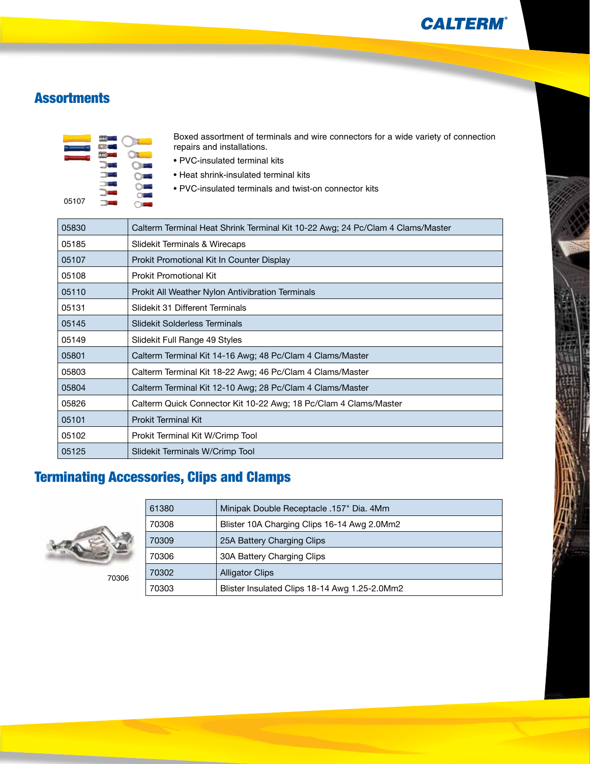## Assortments

05107

Boxed assortment of terminals and wire connectors for a wide variety of connection repairs and installations.

- PVC-insulated terminal kits
- Heat shrink-insulated terminal kits
- PVC-insulated terminals and twist-on connector kits

| | |
|---|---|
| 05830 | Calterm Terminal Heat Shrink Terminal Kit 10-22 Awg; 24 Pc/Clam 4 Clams/Master |
| 05185 | Slidekit Terminals & Wirecaps |
| 05107 | Prokit Promotional Kit In Counter Display |
| 05108 | Prokit Promotional Kit |
| 05110 | Prokit All Weather Nylon Antivibration Terminals |
| 05131 | Slidekit 31 Different Terminals |
| 05145 | Slidekit Solderless Terminals |
| 05149 | Slidekit Full Range 49 Styles |
| 05801 | Calterm Terminal Kit 14-16 Awg; 48 Pc/Clam 4 Clams/Master |
| 05803 | Calterm Terminal Kit 18-22 Awg; 46 Pc/Clam 4 Clams/Master |
| 05804 | Calterm Terminal Kit 12-10 Awg; 28 Pc/Clam 4 Clams/Master |
| 05826 | Calterm Quick Connector Kit 10-22 Awg; 18 Pc/Clam 4 Clams/Master |
| 05101 | Prokit Terminal Kit |
| 05102 | Prokit Terminal Kit W/Crimp Tool |
| 05125 | Slidekit Terminals W/Crimp Tool |

## Terminating Accessories, Clips and Clamps

70306

| | |
|---|---|
| 61380 | Minipak Double Receptacle .157" Dia. 4Mm |
| 70308 | Blister 10A Charging Clips 16-14 Awg 2.0Mm2 |
| 70309 | 25A Battery Charging Clips |
| 70306 | 30A Battery Charging Clips |
| 70302 | Alligator Clips |
| 70303 | Blister Insulated Clips 18-14 Awg 1.25-2.0Mm2 |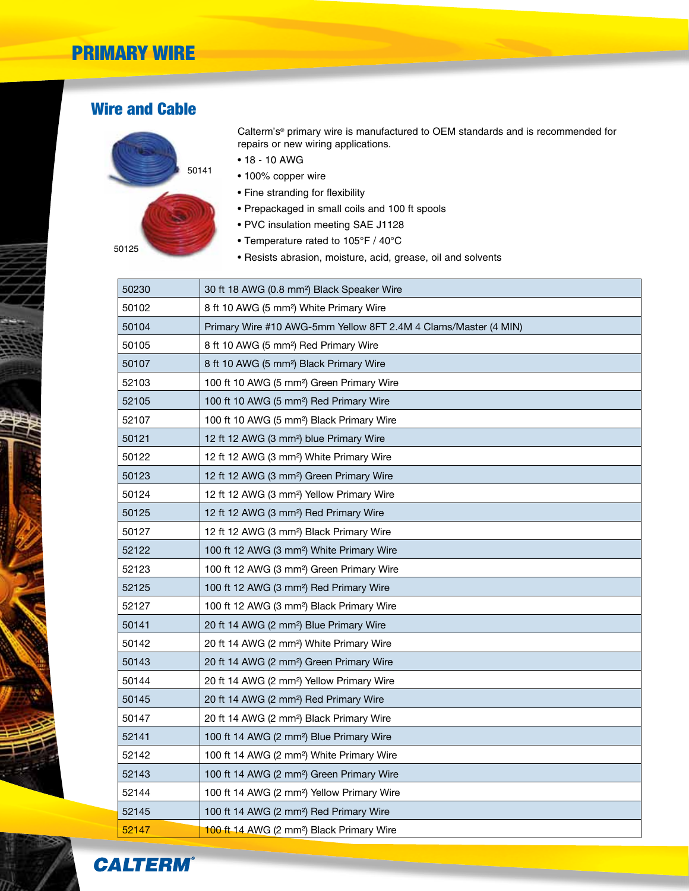# PRIMARY WIRE

## Wire and Cable

50141

50125

Calterm's® primary wire is manufactured to OEM standards and is recommended for repairs or new wiring applications.

- 18 - 10 AWG
- 100% copper wire
- Fine stranding for flexibility
- Prepackaged in small coils and 100 ft spools
- PVC insulation meeting SAE J1128
- Temperature rated to 105°F / 40°C
- Resists abrasion, moisture, acid, grease, oil and solvents

| | |
|---|---|
| 50230 | 30 ft 18 AWG (0.8 mm²) Black Speaker Wire |
| 50102 | 8 ft 10 AWG (5 mm²) White Primary Wire |
| 50104 | Primary Wire #10 AWG-5mm Yellow 8FT 2.4M 4 Clams/Master (4 MIN) |
| 50105 | 8 ft 10 AWG (5 mm²) Red Primary Wire |
| 50107 | 8 ft 10 AWG (5 mm²) Black Primary Wire |
| 52103 | 100 ft 10 AWG (5 mm²) Green Primary Wire |
| 52105 | 100 ft 10 AWG (5 mm²) Red Primary Wire |
| 52107 | 100 ft 10 AWG (5 mm²) Black Primary Wire |
| 50121 | 12 ft 12 AWG (3 mm²) blue Primary Wire |
| 50122 | 12 ft 12 AWG (3 mm²) White Primary Wire |
| 50123 | 12 ft 12 AWG (3 mm²) Green Primary Wire |
| 50124 | 12 ft 12 AWG (3 mm²) Yellow Primary Wire |
| 50125 | 12 ft 12 AWG (3 mm²) Red Primary Wire |
| 50127 | 12 ft 12 AWG (3 mm²) Black Primary Wire |
| 52122 | 100 ft 12 AWG (3 mm²) White Primary Wire |
| 52123 | 100 ft 12 AWG (3 mm²) Green Primary Wire |
| 52125 | 100 ft 12 AWG (3 mm²) Red Primary Wire |
| 52127 | 100 ft 12 AWG (3 mm²) Black Primary Wire |
| 50141 | 20 ft 14 AWG (2 mm²) Blue Primary Wire |
| 50142 | 20 ft 14 AWG (2 mm²) White Primary Wire |
| 50143 | 20 ft 14 AWG (2 mm²) Green Primary Wire |
| 50144 | 20 ft 14 AWG (2 mm²) Yellow Primary Wire |
| 50145 | 20 ft 14 AWG (2 mm²) Red Primary Wire |
| 50147 | 20 ft 14 AWG (2 mm²) Black Primary Wire |
| 52141 | 100 ft 14 AWG (2 mm²) Blue Primary Wire |
| 52142 | 100 ft 14 AWG (2 mm²) White Primary Wire |
| 52143 | 100 ft 14 AWG (2 mm²) Green Primary Wire |
| 52144 | 100 ft 14 AWG (2 mm²) Yellow Primary Wire |
| 52145 | 100 ft 14 AWG (2 mm²) Red Primary Wire |
| 52147 | 100 ft 14 AWG (2 mm²) Black Primary Wire |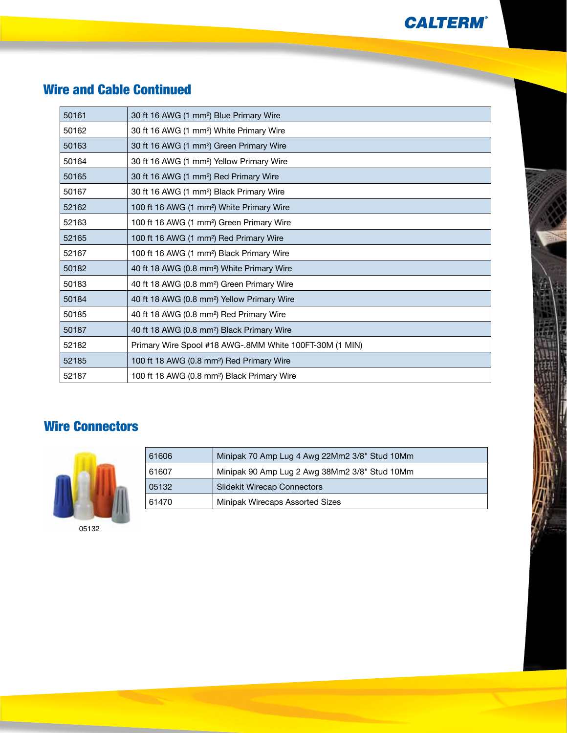## Wire and Cable Continued

| | |
|---|---|
| 50161 | 30 ft 16 AWG (1 mm²) Blue Primary Wire |
| 50162 | 30 ft 16 AWG (1 mm²) White Primary Wire |
| 50163 | 30 ft 16 AWG (1 mm²) Green Primary Wire |
| 50164 | 30 ft 16 AWG (1 mm²) Yellow Primary Wire |
| 50165 | 30 ft 16 AWG (1 mm²) Red Primary Wire |
| 50167 | 30 ft 16 AWG (1 mm²) Black Primary Wire |
| 52162 | 100 ft 16 AWG (1 mm²) White Primary Wire |
| 52163 | 100 ft 16 AWG (1 mm²) Green Primary Wire |
| 52165 | 100 ft 16 AWG (1 mm²) Red Primary Wire |
| 52167 | 100 ft 16 AWG (1 mm²) Black Primary Wire |
| 50182 | 40 ft 18 AWG (0.8 mm²) White Primary Wire |
| 50183 | 40 ft 18 AWG (0.8 mm²) Green Primary Wire |
| 50184 | 40 ft 18 AWG (0.8 mm²) Yellow Primary Wire |
| 50185 | 40 ft 18 AWG (0.8 mm²) Red Primary Wire |
| 50187 | 40 ft 18 AWG (0.8 mm²) Black Primary Wire |
| 52182 | Primary Wire Spool #18 AWG-.8MM White 100FT-30M (1 MIN) |
| 52185 | 100 ft 18 AWG (0.8 mm²) Red Primary Wire |
| 52187 | 100 ft 18 AWG (0.8 mm²) Black Primary Wire |

## Wire Connectors

05132

| | |
|---|---|
| 61606 | Minipak 70 Amp Lug 4 Awg 22Mm2 3/8" Stud 10Mm |
| 61607 | Minipak 90 Amp Lug 2 Awg 38Mm2 3/8" Stud 10Mm |
| 05132 | Slidekit Wirecap Connectors |
| 61470 | Minipak Wirecaps Assorted Sizes |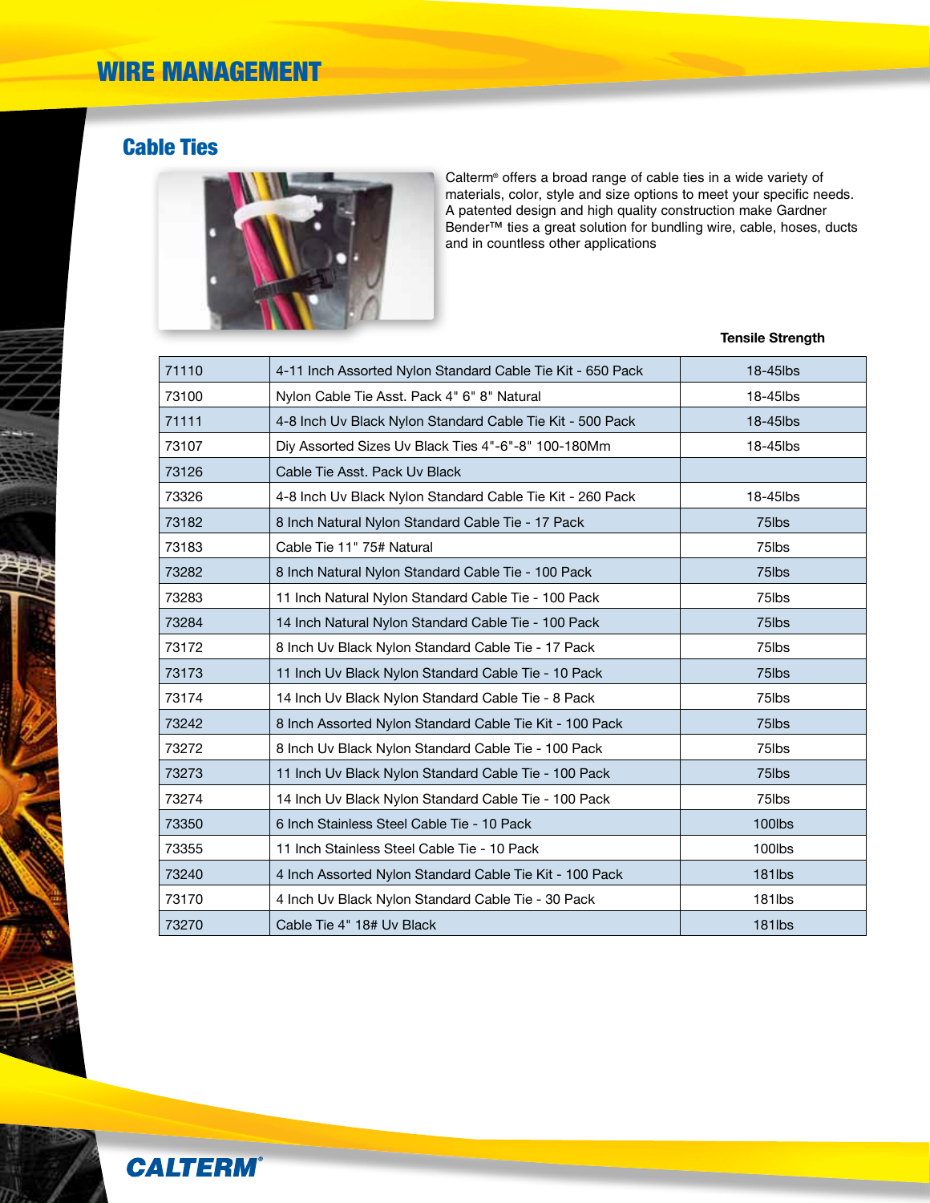# WIRE MANAGEMENT

## Cable Ties

Calterm® offers a broad range of cable ties in a wide variety of materials, color, style and size options to meet your specific needs. A patented design and high quality construction make Gardner Bender™ ties a great solution for bundling wire, cable, hoses, ducts and in countless other applications

| | | Tensile Strength |
|---|---|---|
| 71110 | 4-11 Inch Assorted Nylon Standard Cable Tie Kit - 650 Pack | 18-45lbs |
| 73100 | Nylon Cable Tie Asst. Pack 4" 6" 8" Natural | 18-45lbs |
| 71111 | 4-8 Inch Uv Black Nylon Standard Cable Tie Kit - 500 Pack | 18-45lbs |
| 73107 | Diy Assorted Sizes Uv Black Ties 4"-6"-8" 100-180Mm | 18-45lbs |
| 73126 | Cable Tie Asst. Pack Uv Black | |
| 73326 | 4-8 Inch Uv Black Nylon Standard Cable Tie Kit - 260 Pack | 18-45lbs |
| 73182 | 8 Inch Natural Nylon Standard Cable Tie - 17 Pack | 75lbs |
| 73183 | Cable Tie 11" 75# Natural | 75lbs |
| 73282 | 8 Inch Natural Nylon Standard Cable Tie - 100 Pack | 75lbs |
| 73283 | 11 Inch Natural Nylon Standard Cable Tie - 100 Pack | 75lbs |
| 73284 | 14 Inch Natural Nylon Standard Cable Tie - 100 Pack | 75lbs |
| 73172 | 8 Inch Uv Black Nylon Standard Cable Tie - 17 Pack | 75lbs |
| 73173 | 11 Inch Uv Black Nylon Standard Cable Tie - 10 Pack | 75lbs |
| 73174 | 14 Inch Uv Black Nylon Standard Cable Tie - 8 Pack | 75lbs |
| 73242 | 8 Inch Assorted Nylon Standard Cable Tie Kit - 100 Pack | 75lbs |
| 73272 | 8 Inch Uv Black Nylon Standard Cable Tie - 100 Pack | 75lbs |
| 73273 | 11 Inch Uv Black Nylon Standard Cable Tie - 100 Pack | 75lbs |
| 73274 | 14 Inch Uv Black Nylon Standard Cable Tie - 100 Pack | 75lbs |
| 73350 | 6 Inch Stainless Steel Cable Tie - 10 Pack | 100lbs |
| 73355 | 11 Inch Stainless Steel Cable Tie - 10 Pack | 100lbs |
| 73240 | 4 Inch Assorted Nylon Standard Cable Tie Kit - 100 Pack | 181lbs |
| 73170 | 4 Inch Uv Black Nylon Standard Cable Tie - 30 Pack | 181lbs |
| 73270 | Cable Tie 4" 18# Uv Black | 181lbs |

CALTERM®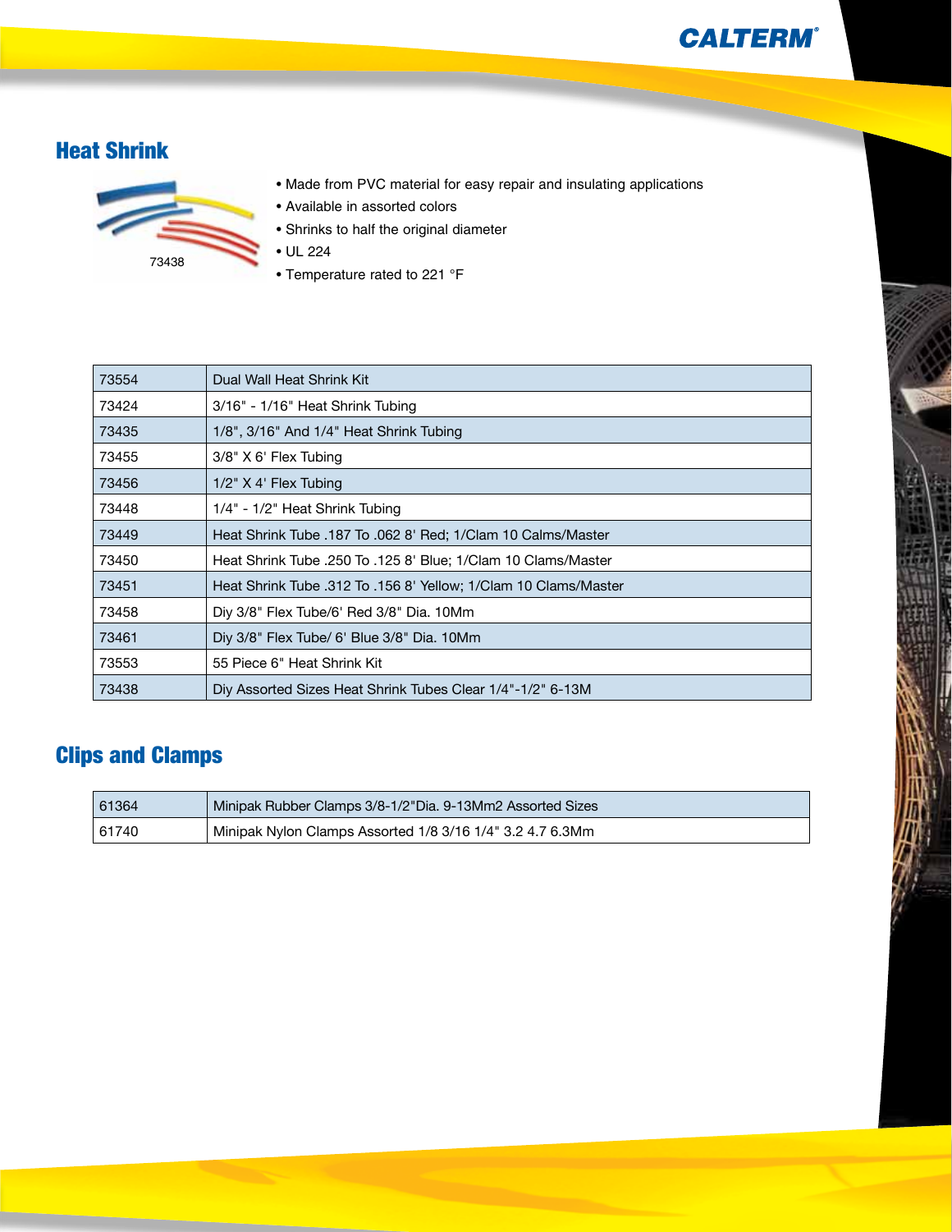## Heat Shrink

73438

- Made from PVC material for easy repair and insulating applications
- Available in assorted colors
- Shrinks to half the original diameter
- UL 224
- Temperature rated to 221 °F

| | |
|---|---|
| 73554 | Dual Wall Heat Shrink Kit |
| 73424 | 3/16" - 1/16" Heat Shrink Tubing |
| 73435 | 1/8", 3/16" And 1/4" Heat Shrink Tubing |
| 73455 | 3/8" X 6' Flex Tubing |
| 73456 | 1/2" X 4' Flex Tubing |
| 73448 | 1/4" - 1/2" Heat Shrink Tubing |
| 73449 | Heat Shrink Tube .187 To .062 8' Red; 1/Clam 10 Calms/Master |
| 73450 | Heat Shrink Tube .250 To .125 8' Blue; 1/Clam 10 Clams/Master |
| 73451 | Heat Shrink Tube .312 To .156 8' Yellow; 1/Clam 10 Clams/Master |
| 73458 | Diy 3/8" Flex Tube/6' Red 3/8" Dia. 10Mm |
| 73461 | Diy 3/8" Flex Tube/ 6' Blue 3/8" Dia. 10Mm |
| 73553 | 55 Piece 6" Heat Shrink Kit |
| 73438 | Diy Assorted Sizes Heat Shrink Tubes Clear 1/4"-1/2" 6-13M |

## Clips and Clamps

| | |
|---|---|
| 61364 | Minipak Rubber Clamps 3/8-1/2"Dia. 9-13Mm2 Assorted Sizes |
| 61740 | Minipak Nylon Clamps Assorted 1/8 3/16 1/4" 3.2 4.7 6.3Mm |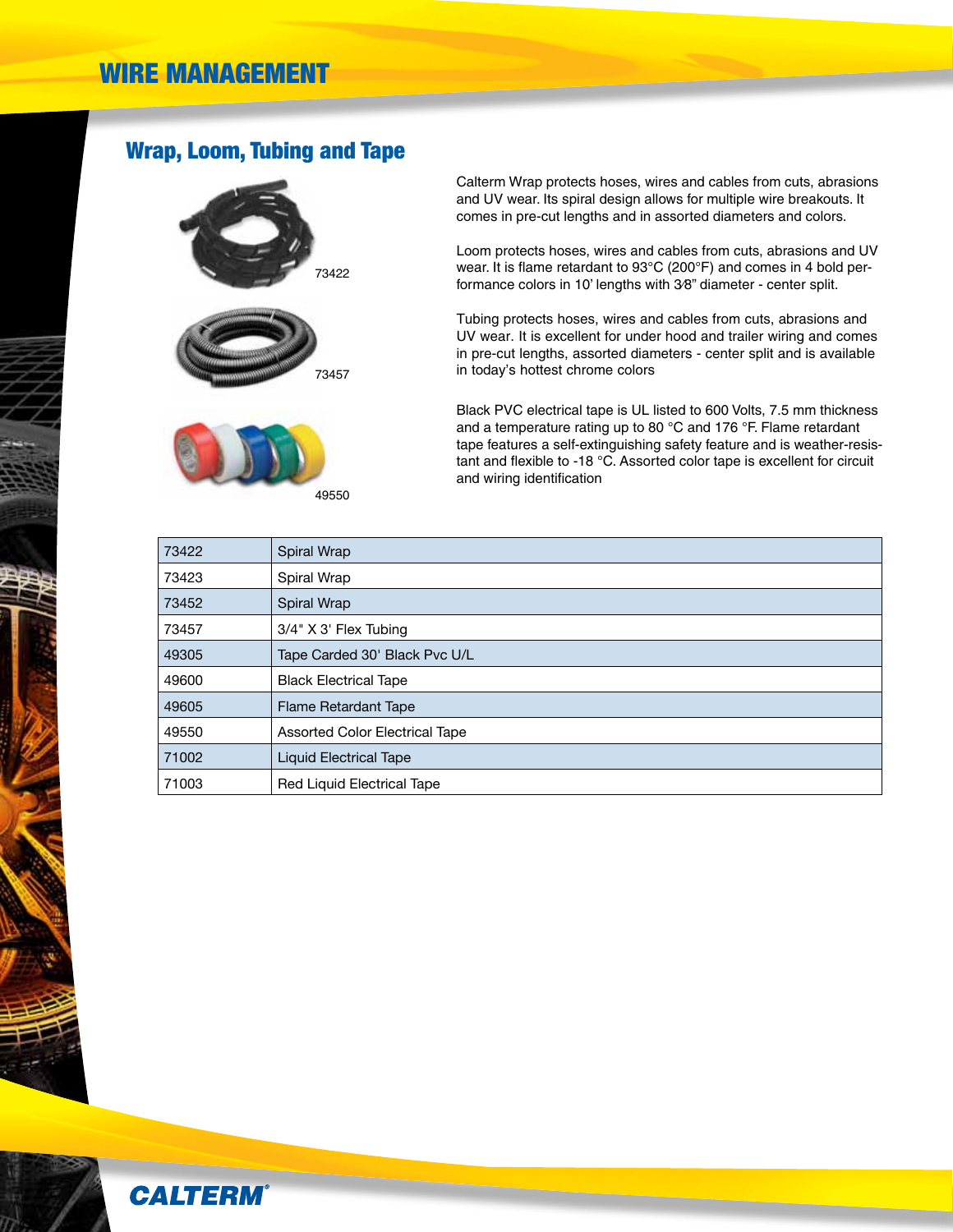# WIRE MANAGEMENT

## Wrap, Loom, Tubing and Tape

73422

73457

49550

Calterm Wrap protects hoses, wires and cables from cuts, abrasions and UV wear. Its spiral design allows for multiple wire breakouts. It comes in pre-cut lengths and in assorted diameters and colors.

Loom protects hoses, wires and cables from cuts, abrasions and UV wear. It is flame retardant to 93°C (200°F) and comes in 4 bold performance colors in 10' lengths with 3⁄8" diameter - center split.

Tubing protects hoses, wires and cables from cuts, abrasions and UV wear. It is excellent for under hood and trailer wiring and comes in pre-cut lengths, assorted diameters - center split and is available in today's hottest chrome colors

Black PVC electrical tape is UL listed to 600 Volts, 7.5 mm thickness and a temperature rating up to 80 °C and 176 °F. Flame retardant tape features a self-extinguishing safety feature and is weather-resistant and flexible to -18 °C. Assorted color tape is excellent for circuit and wiring identification

| | |
|---|---|
| 73422 | Spiral Wrap |
| 73423 | Spiral Wrap |
| 73452 | Spiral Wrap |
| 73457 | 3/4" X 3' Flex Tubing |
| 49305 | Tape Carded 30' Black Pvc U/L |
| 49600 | Black Electrical Tape |
| 49605 | Flame Retardant Tape |
| 49550 | Assorted Color Electrical Tape |
| 71002 | Liquid Electrical Tape |
| 71003 | Red Liquid Electrical Tape |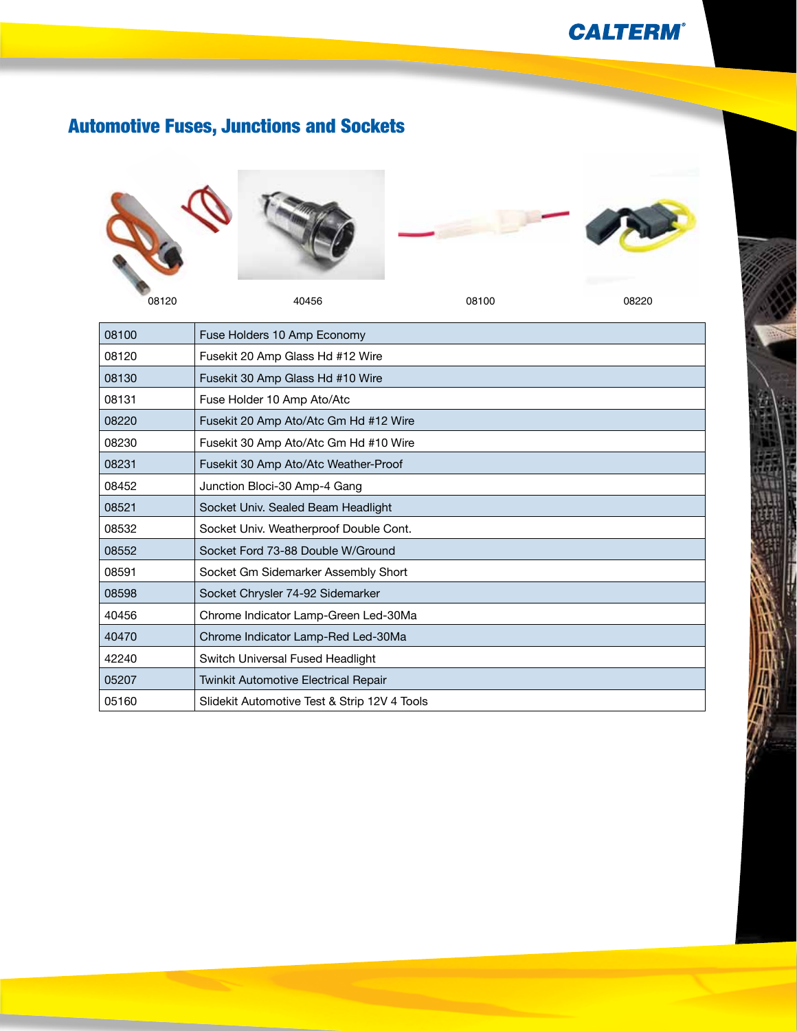## Automotive Fuses, Junctions and Sockets

08120 40456 08100 08220

| | |
|---|---|
| 08100 | Fuse Holders 10 Amp Economy |
| 08120 | Fusekit 20 Amp Glass Hd #12 Wire |
| 08130 | Fusekit 30 Amp Glass Hd #10 Wire |
| 08131 | Fuse Holder 10 Amp Ato/Atc |
| 08220 | Fusekit 20 Amp Ato/Atc Gm Hd #12 Wire |
| 08230 | Fusekit 30 Amp Ato/Atc Gm Hd #10 Wire |
| 08231 | Fusekit 30 Amp Ato/Atc Weather-Proof |
| 08452 | Junction Bloci-30 Amp-4 Gang |
| 08521 | Socket Univ. Sealed Beam Headlight |
| 08532 | Socket Univ. Weatherproof Double Cont. |
| 08552 | Socket Ford 73-88 Double W/Ground |
| 08591 | Socket Gm Sidemarker Assembly Short |
| 08598 | Socket Chrysler 74-92 Sidemarker |
| 40456 | Chrome Indicator Lamp-Green Led-30Ma |
| 40470 | Chrome Indicator Lamp-Red Led-30Ma |
| 42240 | Switch Universal Fused Headlight |
| 05207 | Twinkit Automotive Electrical Repair |
| 05160 | Slidekit Automotive Test & Strip 12V 4 Tools |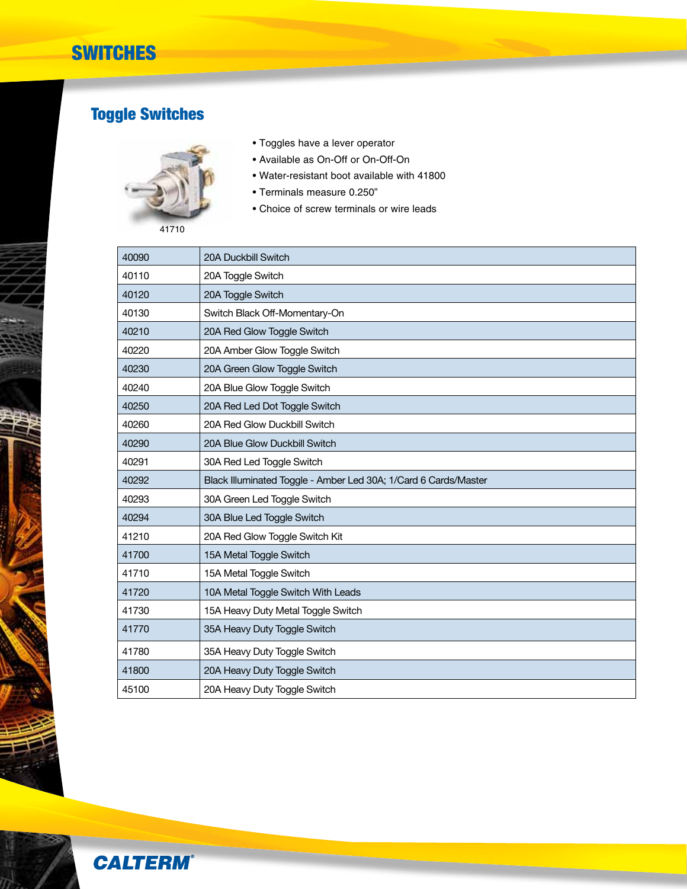# SWITCHES

## Toggle Switches

41710

- Toggles have a lever operator
- Available as On-Off or On-Off-On
- Water-resistant boot available with 41800
- Terminals measure 0.250"
- Choice of screw terminals or wire leads

| | |
|---|---|
| 40090 | 20A Duckbill Switch |
| 40110 | 20A Toggle Switch |
| 40120 | 20A Toggle Switch |
| 40130 | Switch Black Off-Momentary-On |
| 40210 | 20A Red Glow Toggle Switch |
| 40220 | 20A Amber Glow Toggle Switch |
| 40230 | 20A Green Glow Toggle Switch |
| 40240 | 20A Blue Glow Toggle Switch |
| 40250 | 20A Red Led Dot Toggle Switch |
| 40260 | 20A Red Glow Duckbill Switch |
| 40290 | 20A Blue Glow Duckbill Switch |
| 40291 | 30A Red Led Toggle Switch |
| 40292 | Black Illuminated Toggle - Amber Led 30A; 1/Card 6 Cards/Master |
| 40293 | 30A Green Led Toggle Switch |
| 40294 | 30A Blue Led Toggle Switch |
| 41210 | 20A Red Glow Toggle Switch Kit |
| 41700 | 15A Metal Toggle Switch |
| 41710 | 15A Metal Toggle Switch |
| 41720 | 10A Metal Toggle Switch With Leads |
| 41730 | 15A Heavy Duty Metal Toggle Switch |
| 41770 | 35A Heavy Duty Toggle Switch |
| 41780 | 35A Heavy Duty Toggle Switch |
| 41800 | 20A Heavy Duty Toggle Switch |
| 45100 | 20A Heavy Duty Toggle Switch |

CALTERM®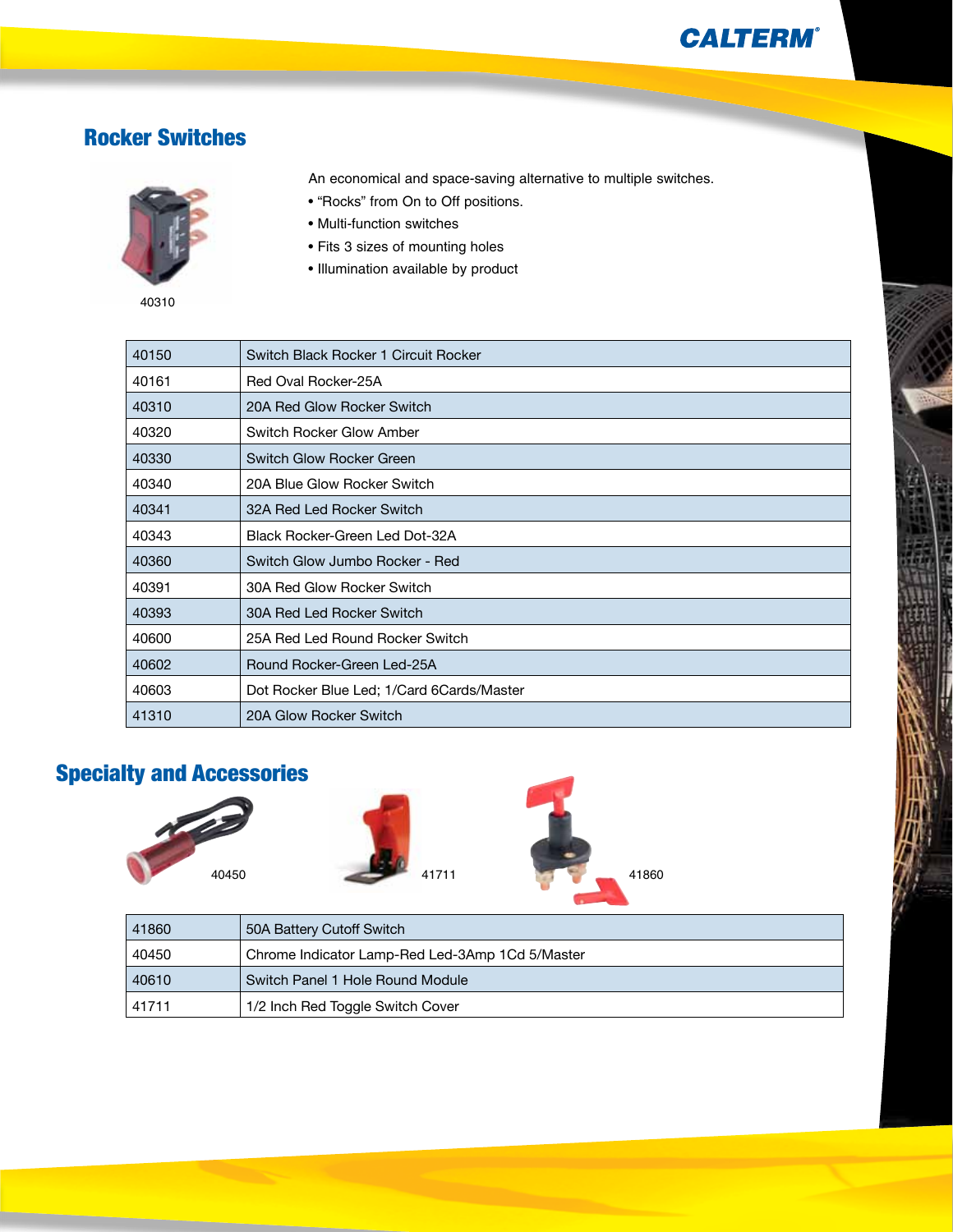## Rocker Switches

40310

An economical and space-saving alternative to multiple switches.

- "Rocks" from On to Off positions.
- Multi-function switches
- Fits 3 sizes of mounting holes
- Illumination available by product

| | |
|---|---|
| 40150 | Switch Black Rocker 1 Circuit Rocker |
| 40161 | Red Oval Rocker-25A |
| 40310 | 20A Red Glow Rocker Switch |
| 40320 | Switch Rocker Glow Amber |
| 40330 | Switch Glow Rocker Green |
| 40340 | 20A Blue Glow Rocker Switch |
| 40341 | 32A Red Led Rocker Switch |
| 40343 | Black Rocker-Green Led Dot-32A |
| 40360 | Switch Glow Jumbo Rocker - Red |
| 40391 | 30A Red Glow Rocker Switch |
| 40393 | 30A Red Led Rocker Switch |
| 40600 | 25A Red Led Round Rocker Switch |
| 40602 | Round Rocker-Green Led-25A |
| 40603 | Dot Rocker Blue Led; 1/Card 6Cards/Master |
| 41310 | 20A Glow Rocker Switch |

## Specialty and Accessories

40450 41711 41860

| | |
|---|---|
| 41860 | 50A Battery Cutoff Switch |
| 40450 | Chrome Indicator Lamp-Red Led-3Amp 1Cd 5/Master |
| 40610 | Switch Panel 1 Hole Round Module |
| 41711 | 1/2 Inch Red Toggle Switch Cover |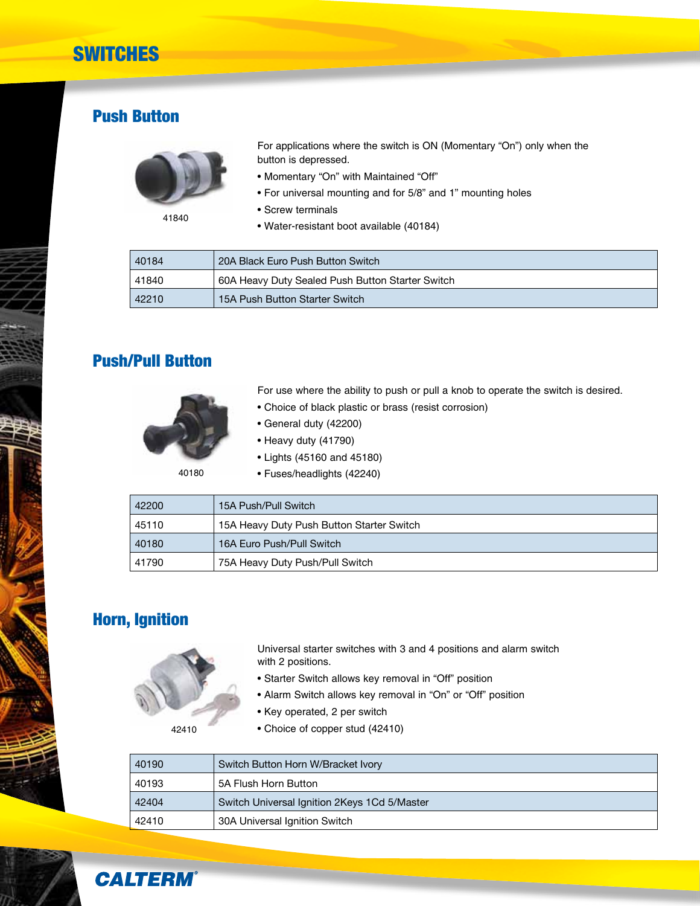# SWITCHES

## Push Button

41840

For applications where the switch is ON (Momentary "On") only when the button is depressed.

- Momentary "On" with Maintained "Off"
- For universal mounting and for 5/8" and 1" mounting holes
- Screw terminals
- Water-resistant boot available (40184)

| | |
|---|---|
| 40184 | 20A Black Euro Push Button Switch |
| 41840 | 60A Heavy Duty Sealed Push Button Starter Switch |
| 42210 | 15A Push Button Starter Switch |

## Push/Pull Button

40180

For use where the ability to push or pull a knob to operate the switch is desired.

- Choice of black plastic or brass (resist corrosion)
- General duty (42200)
- Heavy duty (41790)
- Lights (45160 and 45180)
- Fuses/headlights (42240)

| | |
|---|---|
| 42200 | 15A Push/Pull Switch |
| 45110 | 15A Heavy Duty Push Button Starter Switch |
| 40180 | 16A Euro Push/Pull Switch |
| 41790 | 75A Heavy Duty Push/Pull Switch |

## Horn, Ignition

42410

Universal starter switches with 3 and 4 positions and alarm switch with 2 positions.

- Starter Switch allows key removal in "Off" position
- Alarm Switch allows key removal in "On" or "Off" position
- Key operated, 2 per switch
- Choice of copper stud (42410)

| | |
|---|---|
| 40190 | Switch Button Horn W/Bracket Ivory |
| 40193 | 5A Flush Horn Button |
| 42404 | Switch Universal Ignition 2Keys 1Cd 5/Master |
| 42410 | 30A Universal Ignition Switch |

CALTERM®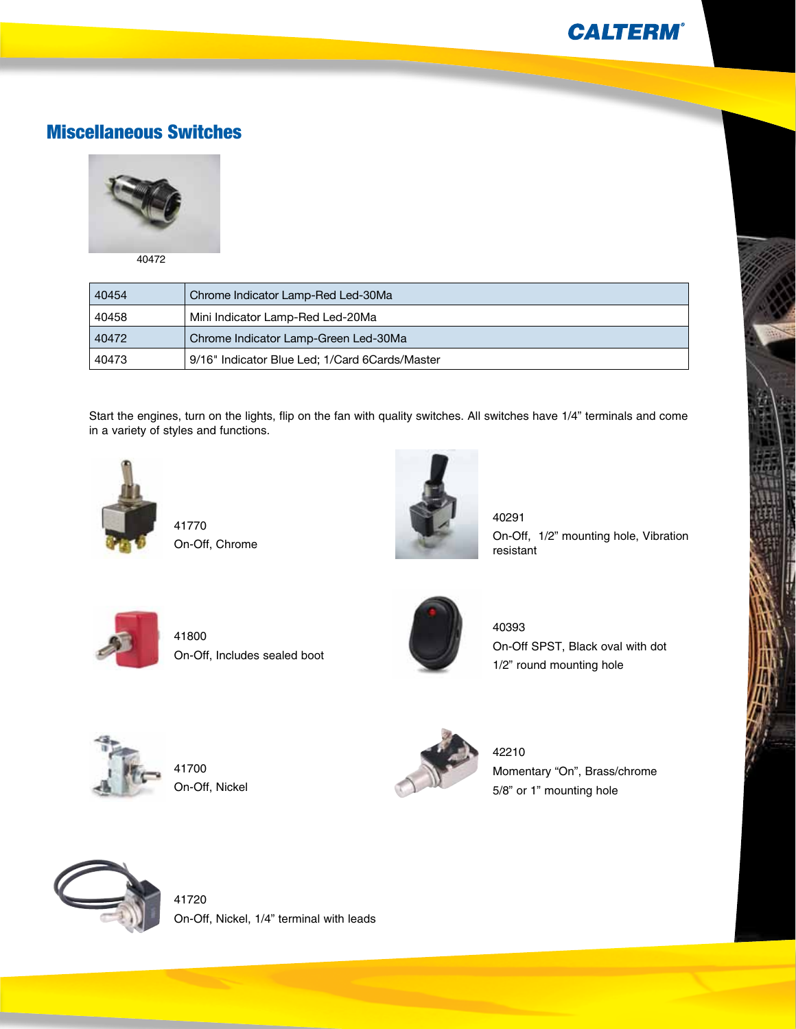## Miscellaneous Switches

40472

| 40454 | Chrome Indicator Lamp-Red Led-30Ma |
|---|---|
| 40458 | Mini Indicator Lamp-Red Led-20Ma |
| 40472 | Chrome Indicator Lamp-Green Led-30Ma |
| 40473 | 9/16" Indicator Blue Led; 1/Card 6Cards/Master |

Start the engines, turn on the lights, flip on the fan with quality switches. All switches have 1/4" terminals and come in a variety of styles and functions.

41770
On-Off, Chrome

40291
On-Off, 1/2" mounting hole, Vibration resistant

41800
On-Off, Includes sealed boot

40393
On-Off SPST, Black oval with dot
1/2" round mounting hole

41700
On-Off, Nickel

42210
Momentary "On", Brass/chrome
5/8" or 1" mounting hole

41720
On-Off, Nickel, 1/4" terminal with leads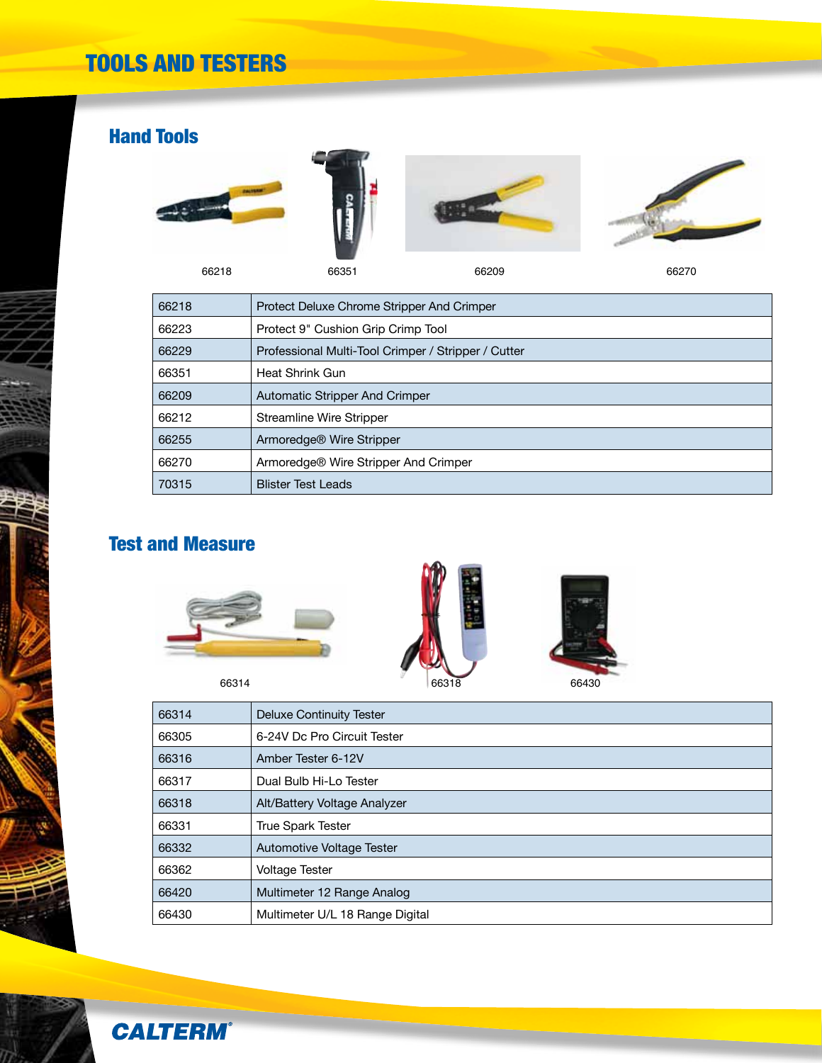# TOOLS AND TESTERS

## Hand Tools

66218 66351 66209 66270

| | |
|---|---|
| 66218 | Protect Deluxe Chrome Stripper And Crimper |
| 66223 | Protect 9" Cushion Grip Crimp Tool |
| 66229 | Professional Multi-Tool Crimper / Stripper / Cutter |
| 66351 | Heat Shrink Gun |
| 66209 | Automatic Stripper And Crimper |
| 66212 | Streamline Wire Stripper |
| 66255 | Armoredge® Wire Stripper |
| 66270 | Armoredge® Wire Stripper And Crimper |
| 70315 | Blister Test Leads |

## Test and Measure

66314 66318 66430

| | |
|---|---|
| 66314 | Deluxe Continuity Tester |
| 66305 | 6-24V Dc Pro Circuit Tester |
| 66316 | Amber Tester 6-12V |
| 66317 | Dual Bulb Hi-Lo Tester |
| 66318 | Alt/Battery Voltage Analyzer |
| 66331 | True Spark Tester |
| 66332 | Automotive Voltage Tester |
| 66362 | Voltage Tester |
| 66420 | Multimeter 12 Range Analog |
| 66430 | Multimeter U/L 18 Range Digital |

CALTERM®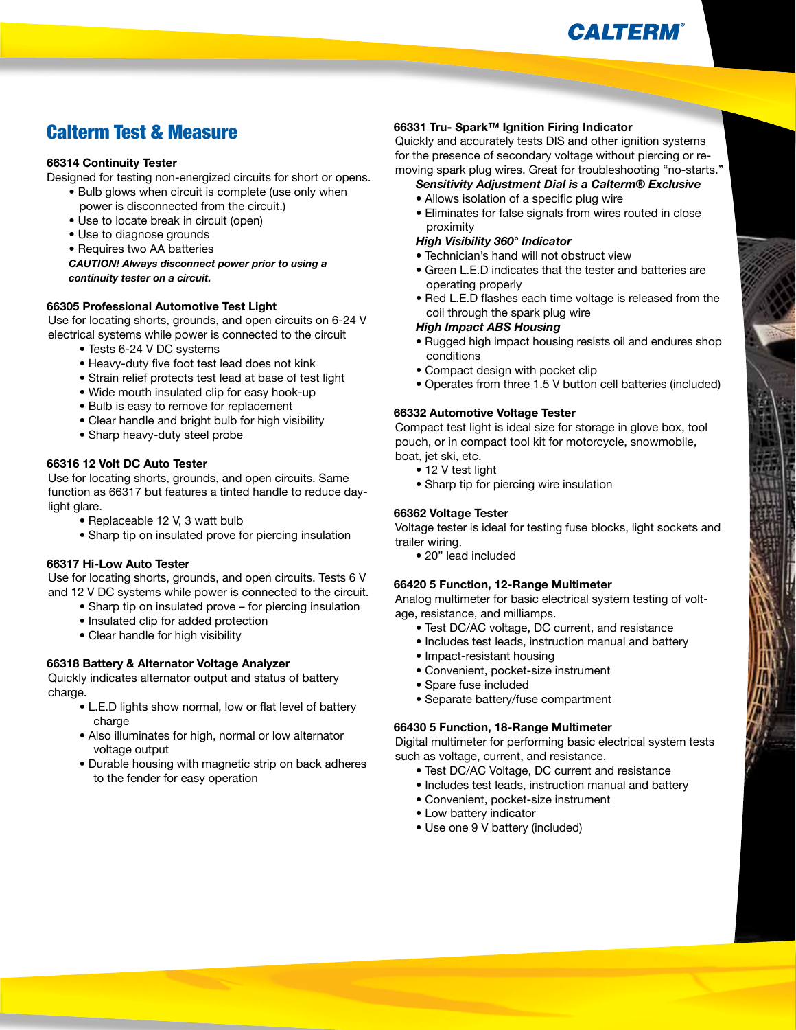# Calterm Test & Measure

### 66314 Continuity Tester

Designed for testing non-energized circuits for short or opens.

- Bulb glows when circuit is complete (use only when power is disconnected from the circuit.)
- Use to locate break in circuit (open)
- Use to diagnose grounds
- Requires two AA batteries

***CAUTION! Always disconnect power prior to using a continuity tester on a circuit.***

### 66305 Professional Automotive Test Light

Use for locating shorts, grounds, and open circuits on 6-24 V electrical systems while power is connected to the circuit

- Tests 6-24 V DC systems
- Heavy-duty five foot test lead does not kink
- Strain relief protects test lead at base of test light
- Wide mouth insulated clip for easy hook-up
- Bulb is easy to remove for replacement
- Clear handle and bright bulb for high visibility
- Sharp heavy-duty steel probe

### 66316 12 Volt DC Auto Tester

Use for locating shorts, grounds, and open circuits. Same function as 66317 but features a tinted handle to reduce daylight glare.

- Replaceable 12 V, 3 watt bulb
- Sharp tip on insulated prove for piercing insulation

### 66317 Hi-Low Auto Tester

Use for locating shorts, grounds, and open circuits. Tests 6 V and 12 V DC systems while power is connected to the circuit.

- Sharp tip on insulated prove – for piercing insulation
- Insulated clip for added protection
- Clear handle for high visibility

### 66318 Battery & Alternator Voltage Analyzer

Quickly indicates alternator output and status of battery charge.

- L.E.D lights show normal, low or flat level of battery charge
- Also illuminates for high, normal or low alternator voltage output
- Durable housing with magnetic strip on back adheres to the fender for easy operation

### 66331 Tru- Spark™ Ignition Firing Indicator

Quickly and accurately tests DIS and other ignition systems for the presence of secondary voltage without piercing or removing spark plug wires. Great for troubleshooting "no-starts."

***Sensitivity Adjustment Dial is a Calterm® Exclusive***

- Allows isolation of a specific plug wire
- Eliminates for false signals from wires routed in close proximity

***High Visibility 360° Indicator***

- Technician's hand will not obstruct view
- Green L.E.D indicates that the tester and batteries are operating properly
- Red L.E.D flashes each time voltage is released from the coil through the spark plug wire

***High Impact ABS Housing***

- Rugged high impact housing resists oil and endures shop conditions
- Compact design with pocket clip
- Operates from three 1.5 V button cell batteries (included)

### 66332 Automotive Voltage Tester

Compact test light is ideal size for storage in glove box, tool pouch, or in compact tool kit for motorcycle, snowmobile, boat, jet ski, etc.

- 12 V test light
- Sharp tip for piercing wire insulation

### 66362 Voltage Tester

Voltage tester is ideal for testing fuse blocks, light sockets and trailer wiring.

- 20" lead included

### 66420 5 Function, 12-Range Multimeter

Analog multimeter for basic electrical system testing of voltage, resistance, and milliamps.

- Test DC/AC voltage, DC current, and resistance
- Includes test leads, instruction manual and battery
- Impact-resistant housing
- Convenient, pocket-size instrument
- Spare fuse included
- Separate battery/fuse compartment

### 66430 5 Function, 18-Range Multimeter

Digital multimeter for performing basic electrical system tests such as voltage, current, and resistance.

- Test DC/AC Voltage, DC current and resistance
- Includes test leads, instruction manual and battery
- Convenient, pocket-size instrument
- Low battery indicator
- Use one 9 V battery (included)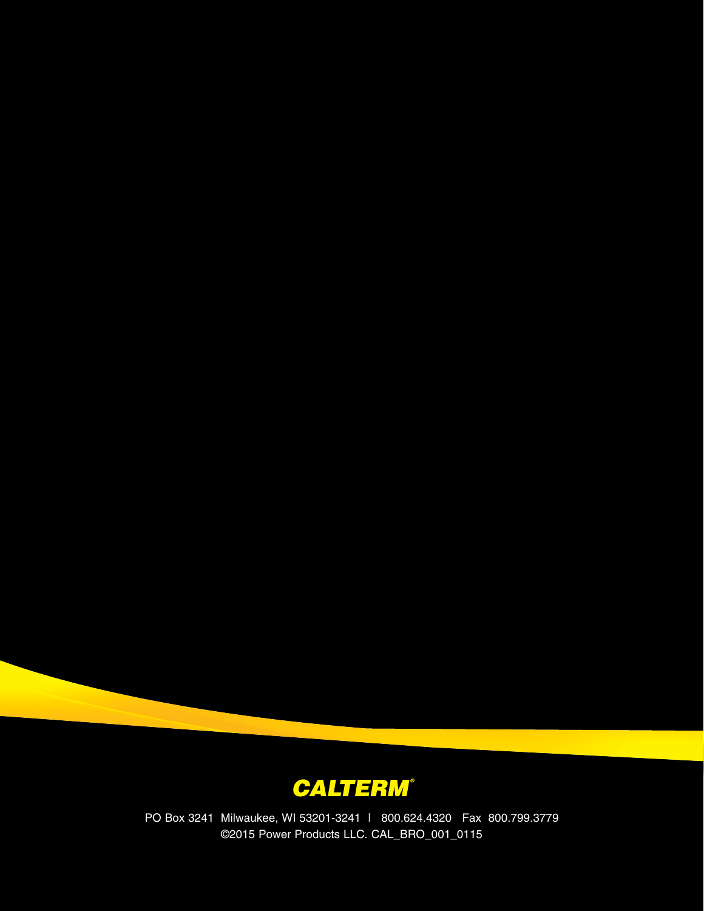**CALTERM®**

PO Box 3241 Milwaukee, WI 53201-3241 | 800.624.4320 Fax 800.799.3779

©2015 Power Products LLC. CAL_BRO_001_0115